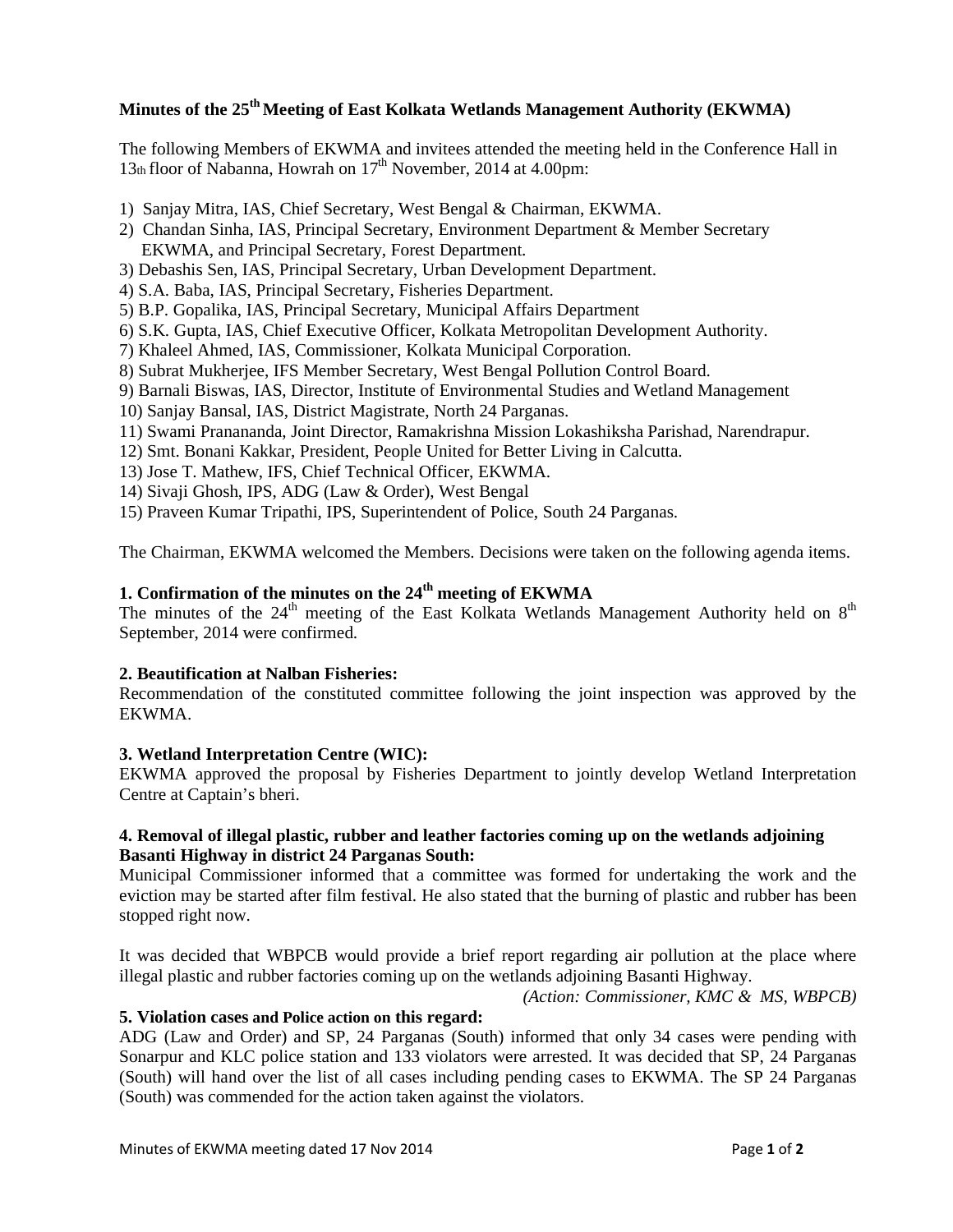## Minutes of the 25th Meeting of East Kolkata Wetlands Management Authority (EKWMA)

The following Members of EKWMA and invitees attended the meeting held in the Conference Hall in 13th floor of Nabanna, Howrah on 17th November, 2014 at 4.00pm:

1) Sanjay Mitra, IAS, Chief Secretary, West Bengal & Chairman, EKWMA.
2) Chandan Sinha, IAS, Principal Secretary, Environment Department & Member Secretary EKWMA, and Principal Secretary, Forest Department.
3) Debashis Sen, IAS, Principal Secretary, Urban Development Department.
4) S.A. Baba, IAS, Principal Secretary, Fisheries Department.
5) B.P. Gopalika, IAS, Principal Secretary, Municipal Affairs Department
6) S.K. Gupta, IAS, Chief Executive Officer, Kolkata Metropolitan Development Authority.
7) Khaleel Ahmed, IAS, Commissioner, Kolkata Municipal Corporation.
8) Subrat Mukherjee, IFS Member Secretary, West Bengal Pollution Control Board.
9) Barnali Biswas, IAS, Director, Institute of Environmental Studies and Wetland Management
10) Sanjay Bansal, IAS, District Magistrate, North 24 Parganas.
11) Swami Pranananda, Joint Director, Ramakrishna Mission Lokashiksha Parishad, Narendrapur.
12) Smt. Bonani Kakkar, President, People United for Better Living in Calcutta.
13) Jose T. Mathew, IFS, Chief Technical Officer, EKWMA.
14) Sivaji Ghosh, IPS, ADG (Law & Order), West Bengal
15) Praveen Kumar Tripathi, IPS, Superintendent of Police, South 24 Parganas.

The Chairman, EKWMA welcomed the Members. Decisions were taken on the following agenda items.

**1. Confirmation of the minutes on the 24th meeting of EKWMA**

The minutes of the 24th meeting of the East Kolkata Wetlands Management Authority held on 8th September, 2014 were confirmed.

**2. Beautification at Nalban Fisheries:**

Recommendation of the constituted committee following the joint inspection was approved by the EKWMA.

**3. Wetland Interpretation Centre (WIC):**

EKWMA approved the proposal by Fisheries Department to jointly develop Wetland Interpretation Centre at Captain's bheri.

**4. Removal of illegal plastic, rubber and leather factories coming up on the wetlands adjoining Basanti Highway in district 24 Parganas South:**

Municipal Commissioner informed that a committee was formed for undertaking the work and the eviction may be started after film festival. He also stated that the burning of plastic and rubber has been stopped right now.

It was decided that WBPCB would provide a brief report regarding air pollution at the place where illegal plastic and rubber factories coming up on the wetlands adjoining Basanti Highway.

*(Action: Commissioner, KMC & MS, WBPCB)*

**5. Violation cases and Police action on this regard:**

ADG (Law and Order) and SP, 24 Parganas (South) informed that only 34 cases were pending with Sonarpur and KLC police station and 133 violators were arrested. It was decided that SP, 24 Parganas (South) will hand over the list of all cases including pending cases to EKWMA. The SP 24 Parganas (South) was commended for the action taken against the violators.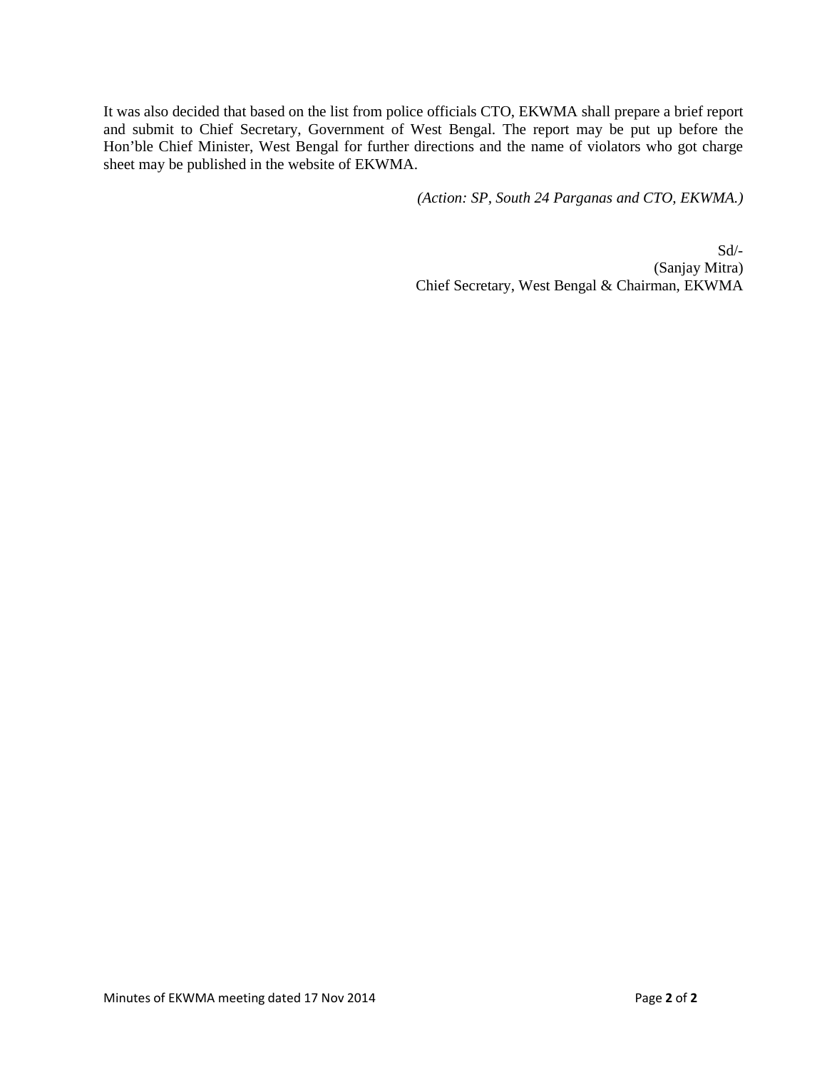It was also decided that based on the list from police officials CTO, EKWMA shall prepare a brief report and submit to Chief Secretary, Government of West Bengal. The report may be put up before the Hon'ble Chief Minister, West Bengal for further directions and the name of violators who got charge sheet may be published in the website of EKWMA.

*(Action: SP, South 24 Parganas and CTO, EKWMA.)*

Sd/-
(Sanjay Mitra)
Chief Secretary, West Bengal & Chairman, EKWMA